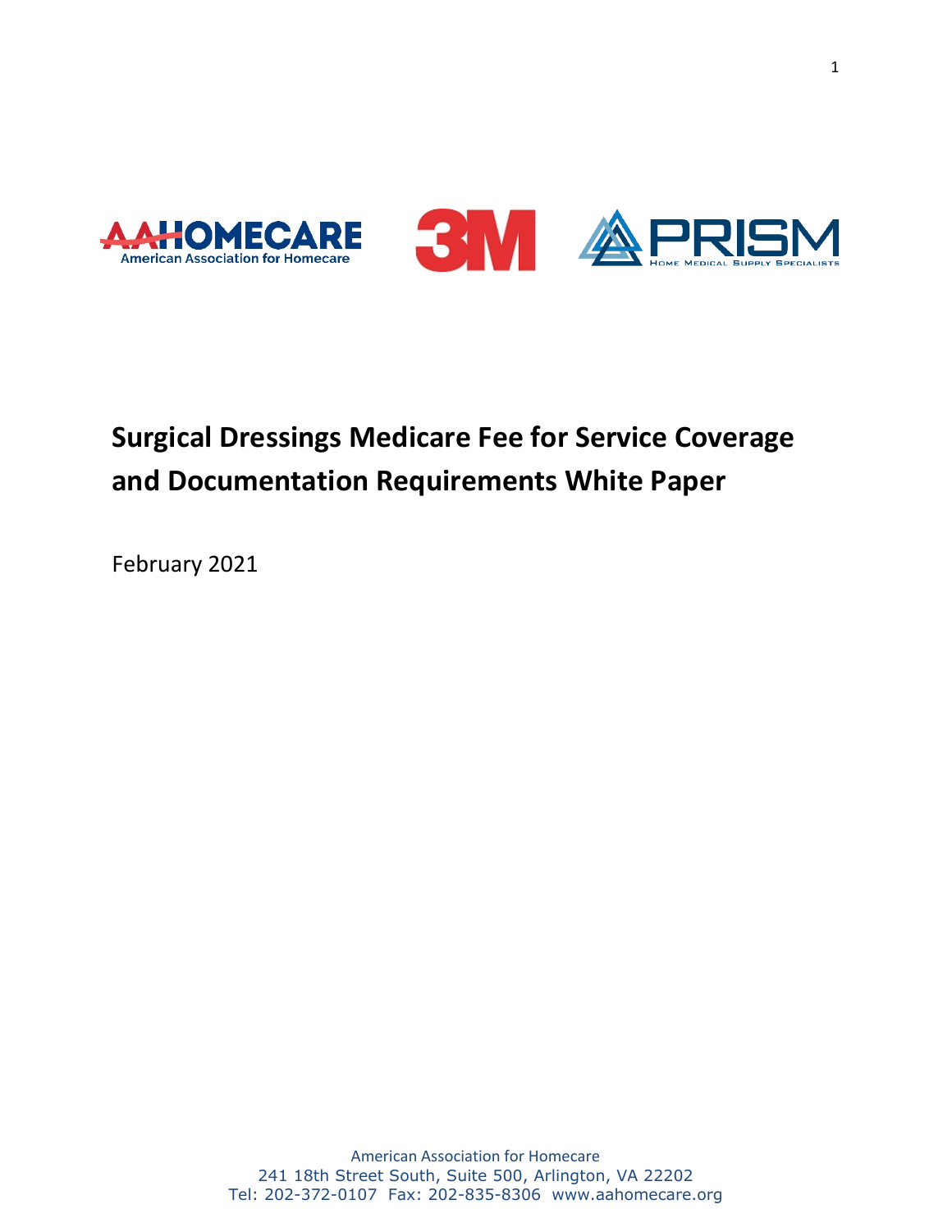# Surgical Dressings Medicare Fee for Service Coverage and Documentation Requirements White Paper

February 2021

American Association for Homecare
241 18th Street South, Suite 500, Arlington, VA 22202
Tel: 202-372-0107 Fax: 202-835-8306 www.aahomecare.org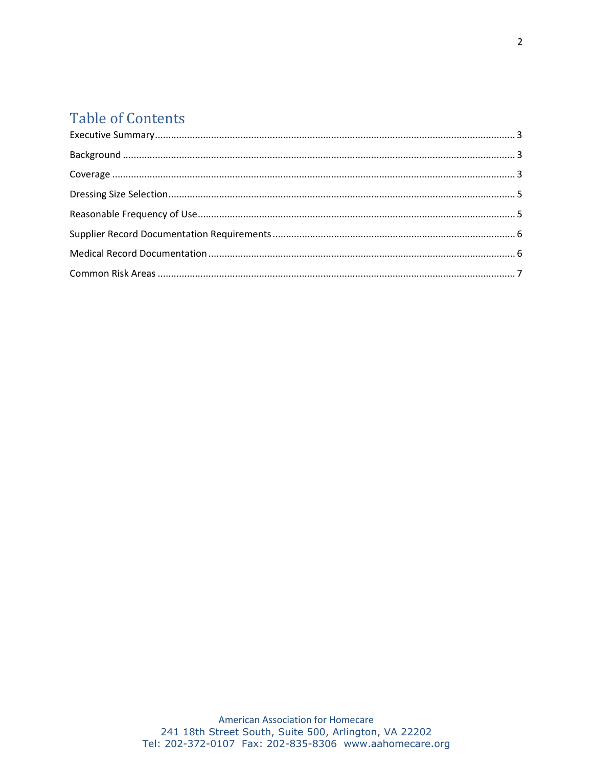# Table of Contents

Executive Summary ..... 3

Background ..... 3

Coverage ..... 3

Dressing Size Selection ..... 5

Reasonable Frequency of Use ..... 5

Supplier Record Documentation Requirements ..... 6

Medical Record Documentation ..... 6

Common Risk Areas ..... 7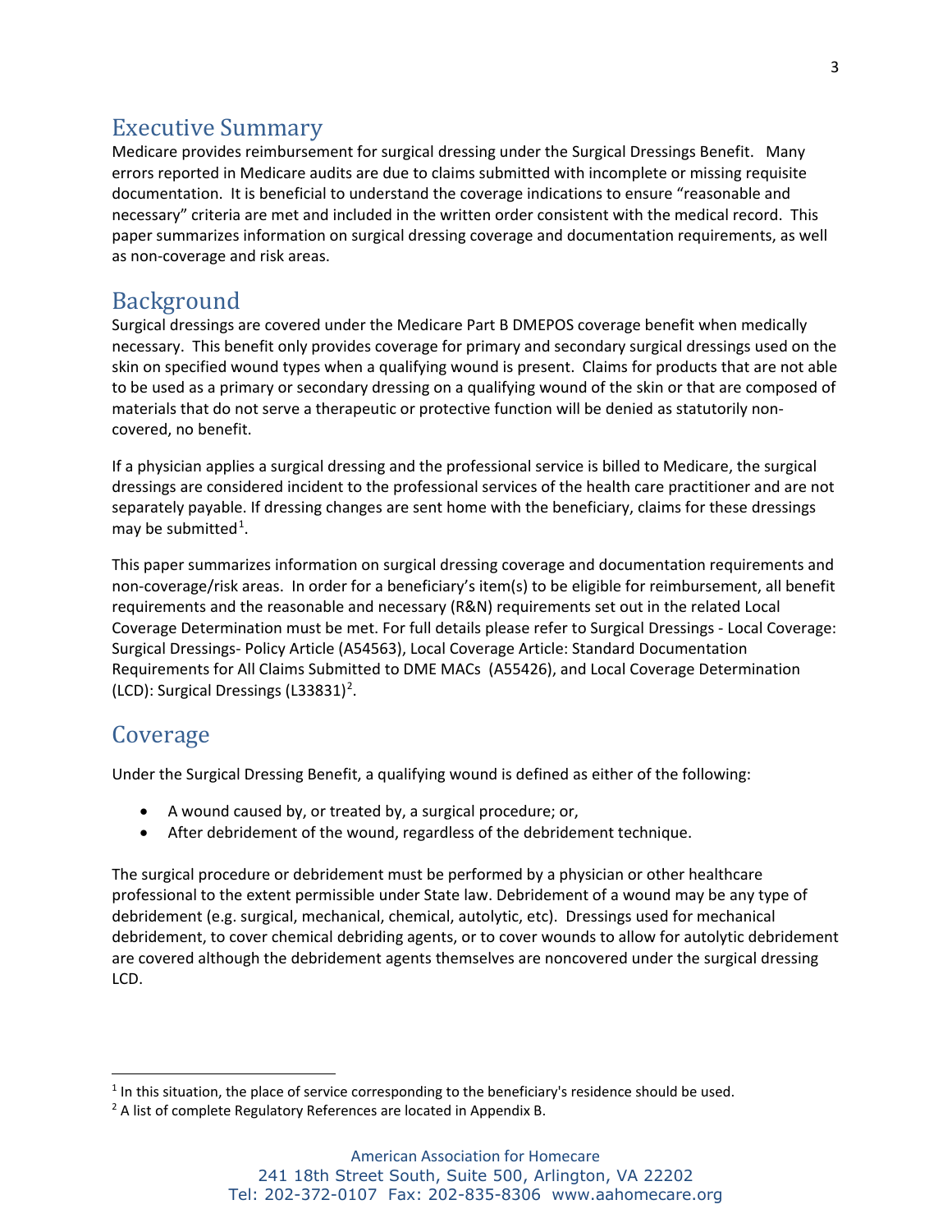## Executive Summary

Medicare provides reimbursement for surgical dressing under the Surgical Dressings Benefit. Many errors reported in Medicare audits are due to claims submitted with incomplete or missing requisite documentation. It is beneficial to understand the coverage indications to ensure "reasonable and necessary" criteria are met and included in the written order consistent with the medical record. This paper summarizes information on surgical dressing coverage and documentation requirements, as well as non-coverage and risk areas.

## Background

Surgical dressings are covered under the Medicare Part B DMEPOS coverage benefit when medically necessary. This benefit only provides coverage for primary and secondary surgical dressings used on the skin on specified wound types when a qualifying wound is present. Claims for products that are not able to be used as a primary or secondary dressing on a qualifying wound of the skin or that are composed of materials that do not serve a therapeutic or protective function will be denied as statutorily non-covered, no benefit.

If a physician applies a surgical dressing and the professional service is billed to Medicare, the surgical dressings are considered incident to the professional services of the health care practitioner and are not separately payable. If dressing changes are sent home with the beneficiary, claims for these dressings may be submitted[1].

This paper summarizes information on surgical dressing coverage and documentation requirements and non-coverage/risk areas. In order for a beneficiary's item(s) to be eligible for reimbursement, all benefit requirements and the reasonable and necessary (R&N) requirements set out in the related Local Coverage Determination must be met. For full details please refer to Surgical Dressings - Local Coverage: Surgical Dressings- Policy Article (A54563), Local Coverage Article: Standard Documentation Requirements for All Claims Submitted to DME MACs (A55426), and Local Coverage Determination (LCD): Surgical Dressings (L33831)[2].

## Coverage

Under the Surgical Dressing Benefit, a qualifying wound is defined as either of the following:

- A wound caused by, or treated by, a surgical procedure; or,
- After debridement of the wound, regardless of the debridement technique.

The surgical procedure or debridement must be performed by a physician or other healthcare professional to the extent permissible under State law. Debridement of a wound may be any type of debridement (e.g. surgical, mechanical, chemical, autolytic, etc). Dressings used for mechanical debridement, to cover chemical debriding agents, or to cover wounds to allow for autolytic debridement are covered although the debridement agents themselves are noncovered under the surgical dressing LCD.

[1] In this situation, the place of service corresponding to the beneficiary's residence should be used.

[2] A list of complete Regulatory References are located in Appendix B.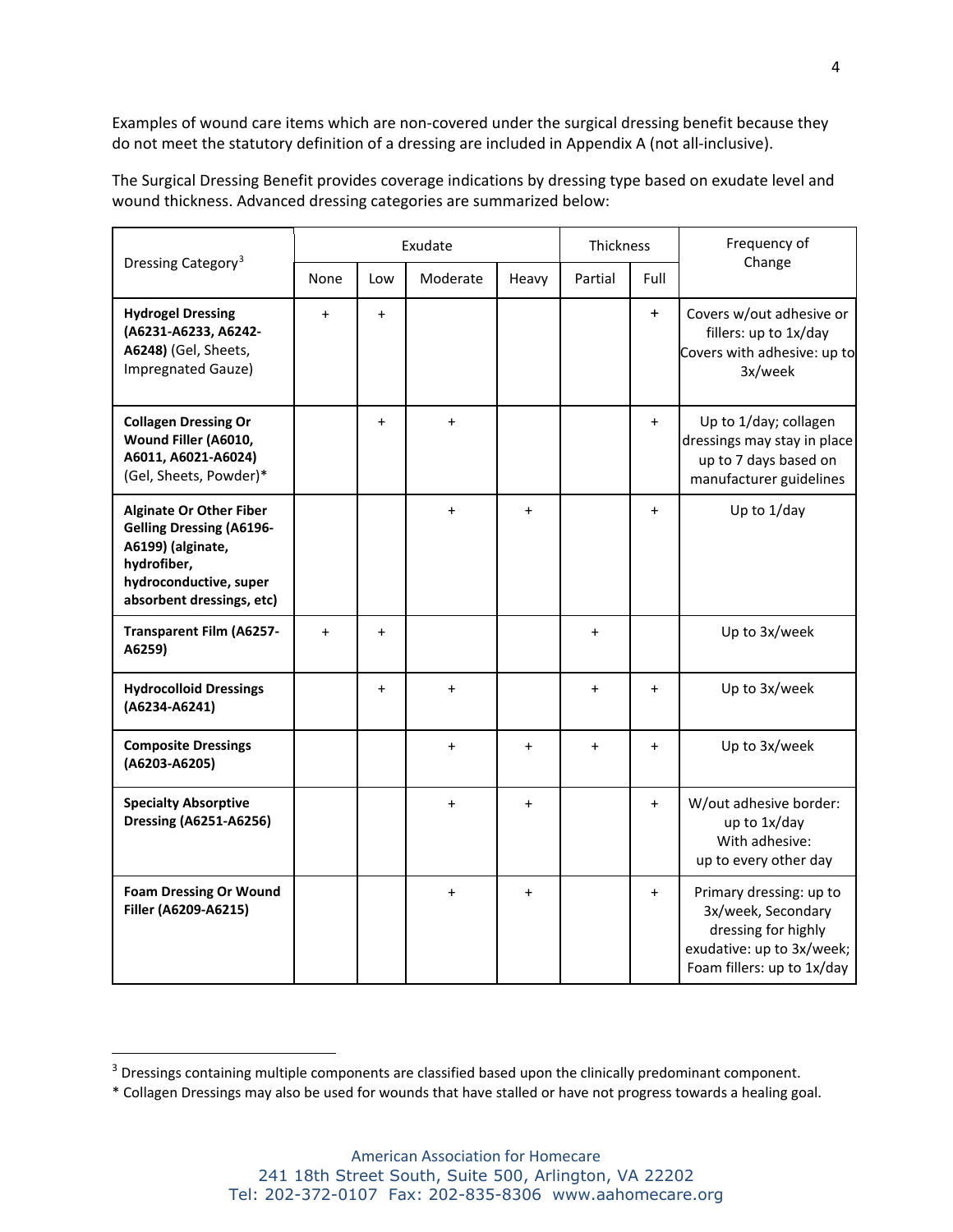Examples of wound care items which are non-covered under the surgical dressing benefit because they do not meet the statutory definition of a dressing are included in Appendix A (not all-inclusive).

The Surgical Dressing Benefit provides coverage indications by dressing type based on exudate level and wound thickness. Advanced dressing categories are summarized below:

| Dressing Category[3] | Exudate | | | | Thickness | | Frequency of Change |
|---|---|---|---|---|---|---|---|
| | None | Low | Moderate | Heavy | Partial | Full | |
| **Hydrogel Dressing (A6231-A6233, A6242-A6248)** (Gel, Sheets, Impregnated Gauze) | + | + | | | | + | Covers w/out adhesive or fillers: up to 1x/day Covers with adhesive: up to 3x/week |
| **Collagen Dressing Or Wound Filler (A6010, A6011, A6021-A6024)** (Gel, Sheets, Powder)* | | + | + | | | + | Up to 1/day; collagen dressings may stay in place up to 7 days based on manufacturer guidelines |
| **Alginate Or Other Fiber Gelling Dressing (A6196-A6199) (alginate, hydrofiber, hydroconductive, super absorbent dressings, etc)** | | | + | + | | + | Up to 1/day |
| **Transparent Film (A6257-A6259)** | + | + | | | + | | Up to 3x/week |
| **Hydrocolloid Dressings (A6234-A6241)** | | + | + | | + | + | Up to 3x/week |
| **Composite Dressings (A6203-A6205)** | | | + | + | + | + | Up to 3x/week |
| **Specialty Absorptive Dressing (A6251-A6256)** | | | + | + | | + | W/out adhesive border: up to 1x/day With adhesive: up to every other day |
| **Foam Dressing Or Wound Filler (A6209-A6215)** | | | + | + | | + | Primary dressing: up to 3x/week, Secondary dressing for highly exudative: up to 3x/week; Foam fillers: up to 1x/day |

[3] Dressings containing multiple components are classified based upon the clinically predominant component.

* Collagen Dressings may also be used for wounds that have stalled or have not progress towards a healing goal.

American Association for Homecare
241 18th Street South, Suite 500, Arlington, VA 22202
Tel: 202-372-0107 Fax: 202-835-8306 www.aahomecare.org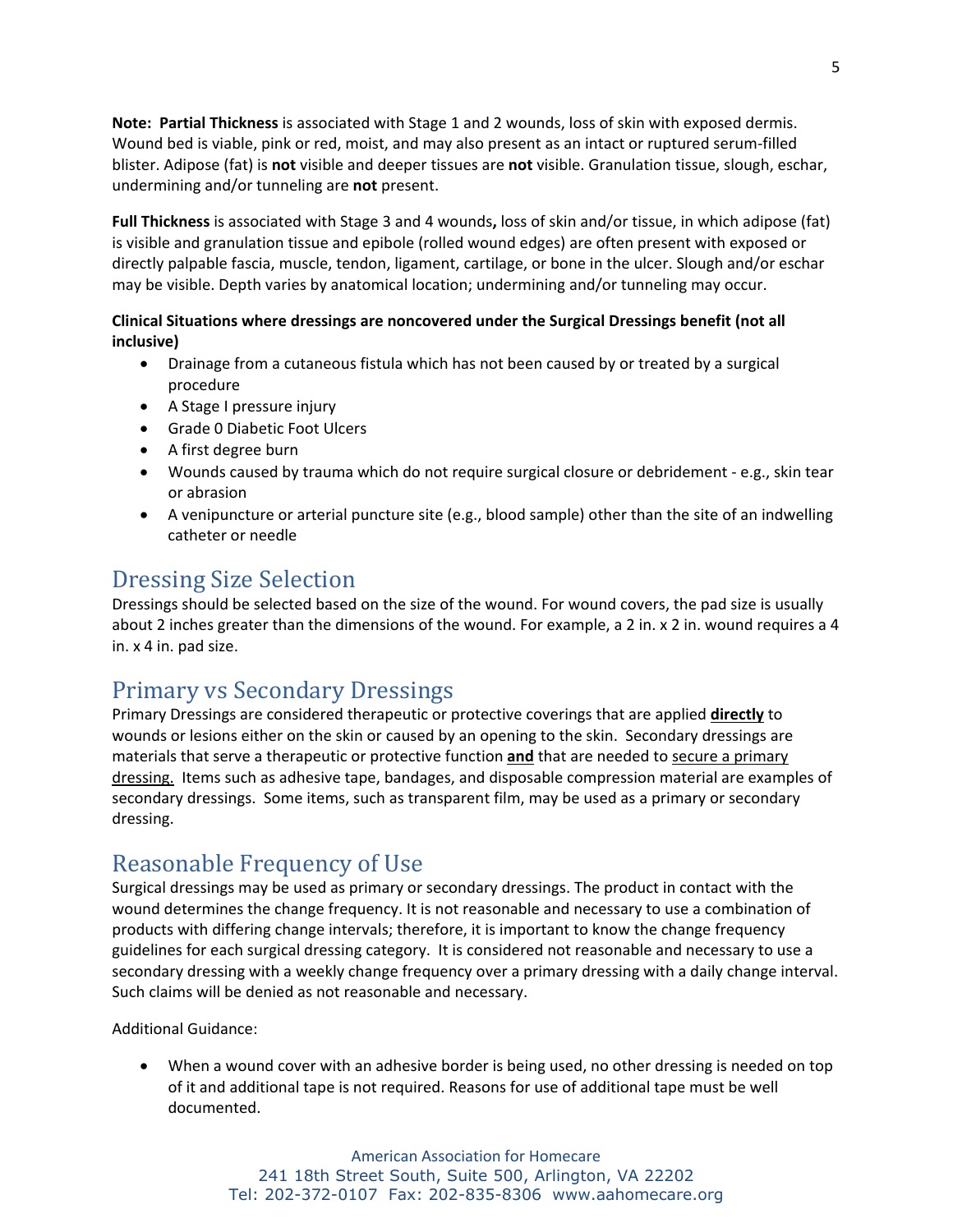**Note: Partial Thickness** is associated with Stage 1 and 2 wounds, loss of skin with exposed dermis. Wound bed is viable, pink or red, moist, and may also present as an intact or ruptured serum-filled blister. Adipose (fat) is **not** visible and deeper tissues are **not** visible. Granulation tissue, slough, eschar, undermining and/or tunneling are **not** present.

**Full Thickness** is associated with Stage 3 and 4 wounds**,** loss of skin and/or tissue, in which adipose (fat) is visible and granulation tissue and epibole (rolled wound edges) are often present with exposed or directly palpable fascia, muscle, tendon, ligament, cartilage, or bone in the ulcer. Slough and/or eschar may be visible. Depth varies by anatomical location; undermining and/or tunneling may occur.

**Clinical Situations where dressings are noncovered under the Surgical Dressings benefit (not all inclusive)**

- Drainage from a cutaneous fistula which has not been caused by or treated by a surgical procedure
- A Stage I pressure injury
- Grade 0 Diabetic Foot Ulcers
- A first degree burn
- Wounds caused by trauma which do not require surgical closure or debridement - e.g., skin tear or abrasion
- A venipuncture or arterial puncture site (e.g., blood sample) other than the site of an indwelling catheter or needle

## Dressing Size Selection

Dressings should be selected based on the size of the wound. For wound covers, the pad size is usually about 2 inches greater than the dimensions of the wound. For example, a 2 in. x 2 in. wound requires a 4 in. x 4 in. pad size.

## Primary vs Secondary Dressings

Primary Dressings are considered therapeutic or protective coverings that are applied <u>**directly**</u> to wounds or lesions either on the skin or caused by an opening to the skin. Secondary dressings are materials that serve a therapeutic or protective function <u>**and**</u> that are needed to <u>secure a primary dressing.</u> Items such as adhesive tape, bandages, and disposable compression material are examples of secondary dressings. Some items, such as transparent film, may be used as a primary or secondary dressing.

## Reasonable Frequency of Use

Surgical dressings may be used as primary or secondary dressings. The product in contact with the wound determines the change frequency. It is not reasonable and necessary to use a combination of products with differing change intervals; therefore, it is important to know the change frequency guidelines for each surgical dressing category. It is considered not reasonable and necessary to use a secondary dressing with a weekly change frequency over a primary dressing with a daily change interval. Such claims will be denied as not reasonable and necessary.

Additional Guidance:

- When a wound cover with an adhesive border is being used, no other dressing is needed on top of it and additional tape is not required. Reasons for use of additional tape must be well documented.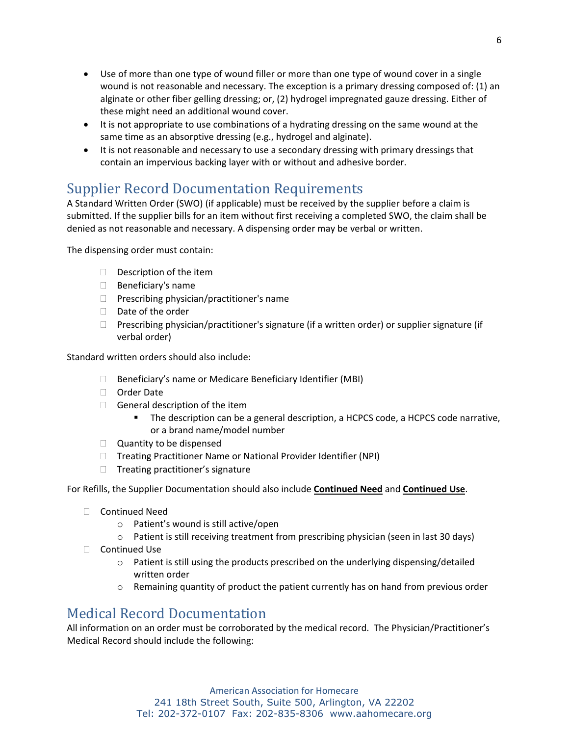- Use of more than one type of wound filler or more than one type of wound cover in a single wound is not reasonable and necessary. The exception is a primary dressing composed of: (1) an alginate or other fiber gelling dressing; or, (2) hydrogel impregnated gauze dressing. Either of these might need an additional wound cover.
- It is not appropriate to use combinations of a hydrating dressing on the same wound at the same time as an absorptive dressing (e.g., hydrogel and alginate).
- It is not reasonable and necessary to use a secondary dressing with primary dressings that contain an impervious backing layer with or without and adhesive border.

## Supplier Record Documentation Requirements

A Standard Written Order (SWO) (if applicable) must be received by the supplier before a claim is submitted. If the supplier bills for an item without first receiving a completed SWO, the claim shall be denied as not reasonable and necessary. A dispensing order may be verbal or written.

The dispensing order must contain:

- Description of the item
- Beneficiary's name
- Prescribing physician/practitioner's name
- Date of the order
- Prescribing physician/practitioner's signature (if a written order) or supplier signature (if verbal order)

Standard written orders should also include:

- Beneficiary's name or Medicare Beneficiary Identifier (MBI)
- Order Date
- General description of the item
  - The description can be a general description, a HCPCS code, a HCPCS code narrative, or a brand name/model number
- Quantity to be dispensed
- Treating Practitioner Name or National Provider Identifier (NPI)
- Treating practitioner's signature

For Refills, the Supplier Documentation should also include **Continued Need** and **Continued Use**.

- Continued Need
  - Patient's wound is still active/open
  - Patient is still receiving treatment from prescribing physician (seen in last 30 days)
- Continued Use
  - Patient is still using the products prescribed on the underlying dispensing/detailed written order
  - Remaining quantity of product the patient currently has on hand from previous order

## Medical Record Documentation

All information on an order must be corroborated by the medical record. The Physician/Practitioner's Medical Record should include the following: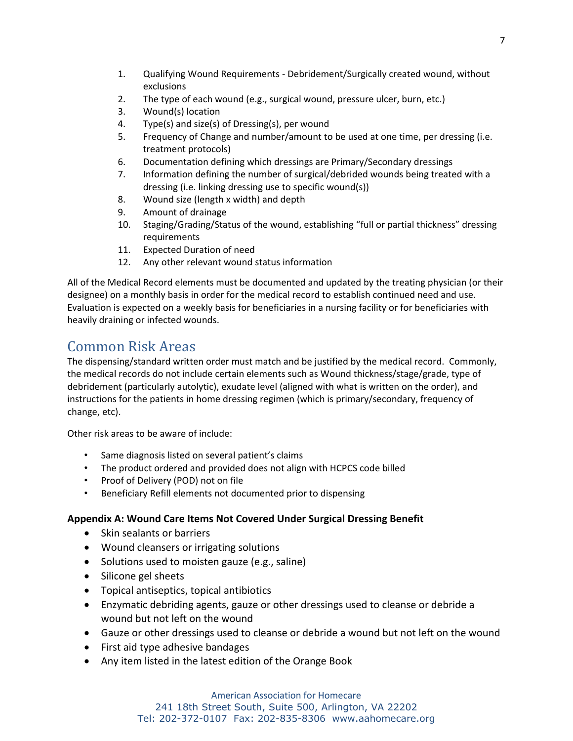1. Qualifying Wound Requirements - Debridement/Surgically created wound, without exclusions
2. The type of each wound (e.g., surgical wound, pressure ulcer, burn, etc.)
3. Wound(s) location
4. Type(s) and size(s) of Dressing(s), per wound
5. Frequency of Change and number/amount to be used at one time, per dressing (i.e. treatment protocols)
6. Documentation defining which dressings are Primary/Secondary dressings
7. Information defining the number of surgical/debrided wounds being treated with a dressing (i.e. linking dressing use to specific wound(s))
8. Wound size (length x width) and depth
9. Amount of drainage
10. Staging/Grading/Status of the wound, establishing "full or partial thickness" dressing requirements
11. Expected Duration of need
12. Any other relevant wound status information

All of the Medical Record elements must be documented and updated by the treating physician (or their designee) on a monthly basis in order for the medical record to establish continued need and use. Evaluation is expected on a weekly basis for beneficiaries in a nursing facility or for beneficiaries with heavily draining or infected wounds.

## Common Risk Areas

The dispensing/standard written order must match and be justified by the medical record. Commonly, the medical records do not include certain elements such as Wound thickness/stage/grade, type of debridement (particularly autolytic), exudate level (aligned with what is written on the order), and instructions for the patients in home dressing regimen (which is primary/secondary, frequency of change, etc).

Other risk areas to be aware of include:

- Same diagnosis listed on several patient's claims
- The product ordered and provided does not align with HCPCS code billed
- Proof of Delivery (POD) not on file
- Beneficiary Refill elements not documented prior to dispensing

### Appendix A: Wound Care Items Not Covered Under Surgical Dressing Benefit

- Skin sealants or barriers
- Wound cleansers or irrigating solutions
- Solutions used to moisten gauze (e.g., saline)
- Silicone gel sheets
- Topical antiseptics, topical antibiotics
- Enzymatic debriding agents, gauze or other dressings used to cleanse or debride a wound but not left on the wound
- Gauze or other dressings used to cleanse or debride a wound but not left on the wound
- First aid type adhesive bandages
- Any item listed in the latest edition of the Orange Book

American Association for Homecare
241 18th Street South, Suite 500, Arlington, VA 22202
Tel: 202-372-0107 Fax: 202-835-8306 www.aahomecare.org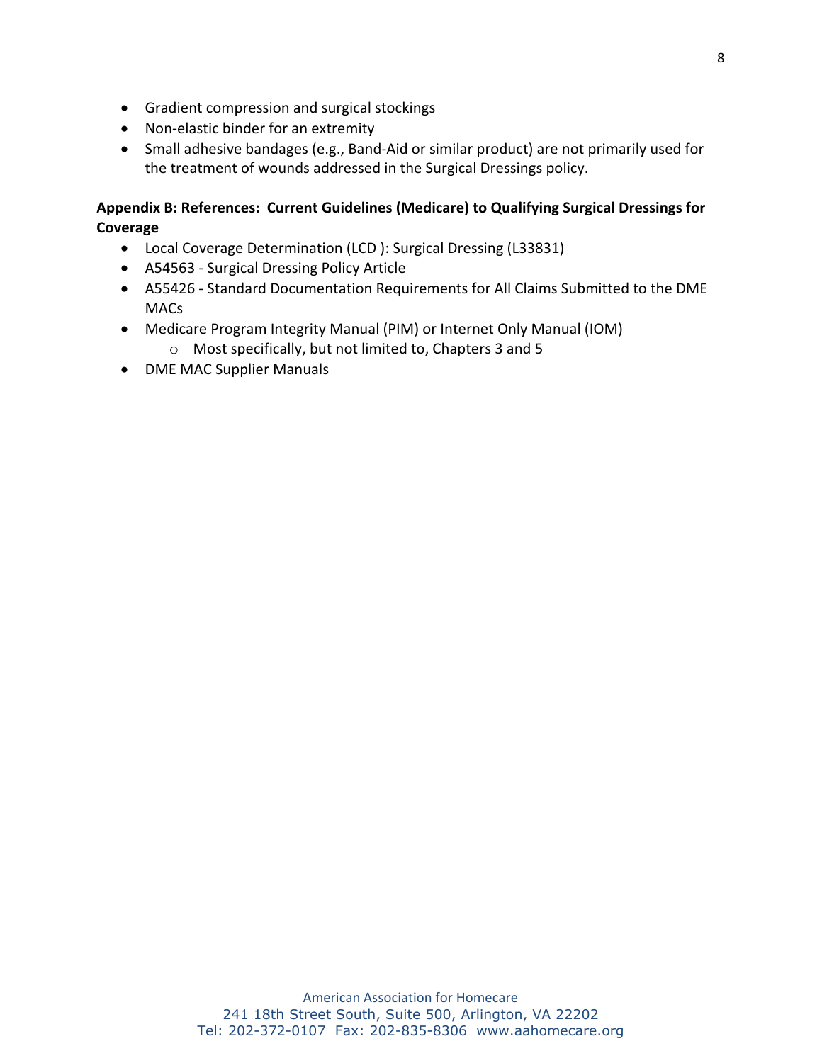- Gradient compression and surgical stockings
- Non-elastic binder for an extremity
- Small adhesive bandages (e.g., Band-Aid or similar product) are not primarily used for the treatment of wounds addressed in the Surgical Dressings policy.

**Appendix B: References: Current Guidelines (Medicare) to Qualifying Surgical Dressings for Coverage**

- Local Coverage Determination (LCD ): Surgical Dressing (L33831)
- A54563 - Surgical Dressing Policy Article
- A55426 - Standard Documentation Requirements for All Claims Submitted to the DME MACs
- Medicare Program Integrity Manual (PIM) or Internet Only Manual (IOM)
  - Most specifically, but not limited to, Chapters 3 and 5
- DME MAC Supplier Manuals